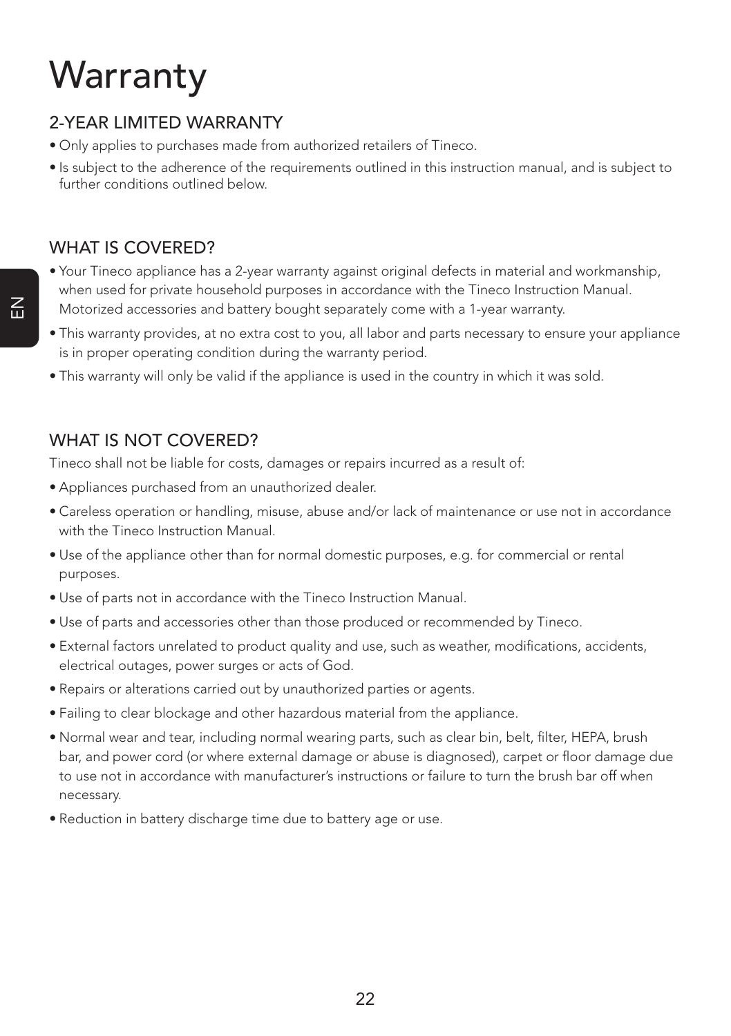# Warranty

## 2-YEAR LIMITED WARRANTY

- Only applies to purchases made from authorized retailers of Tineco.
- Is subject to the adherence of the requirements outlined in this instruction manual, and is subject to further conditions outlined below.

## WHAT IS COVERED?

- Your Tineco appliance has a 2-year warranty against original defects in material and workmanship, when used for private household purposes in accordance with the Tineco Instruction Manual. Motorized accessories and battery bought separately come with a 1-year warranty.
- This warranty provides, at no extra cost to you, all labor and parts necessary to ensure your appliance is in proper operating condition during the warranty period.
- This warranty will only be valid if the appliance is used in the country in which it was sold.

## WHAT IS NOT COVERED?

Tineco shall not be liable for costs, damages or repairs incurred as a result of:

- Appliances purchased from an unauthorized dealer.
- Careless operation or handling, misuse, abuse and/or lack of maintenance or use not in accordance with the Tineco Instruction Manual.
- Use of the appliance other than for normal domestic purposes, e.g. for commercial or rental purposes.
- Use of parts not in accordance with the Tineco Instruction Manual.
- Use of parts and accessories other than those produced or recommended by Tineco.
- External factors unrelated to product quality and use, such as weather, modifications, accidents, electrical outages, power surges or acts of God.
- Repairs or alterations carried out by unauthorized parties or agents.
- Failing to clear blockage and other hazardous material from the appliance.
- Normal wear and tear, including normal wearing parts, such as clear bin, belt, filter, HEPA, brush bar, and power cord (or where external damage or abuse is diagnosed), carpet or floor damage due to use not in accordance with manufacturer's instructions or failure to turn the brush bar off when necessary.
- Reduction in battery discharge time due to battery age or use.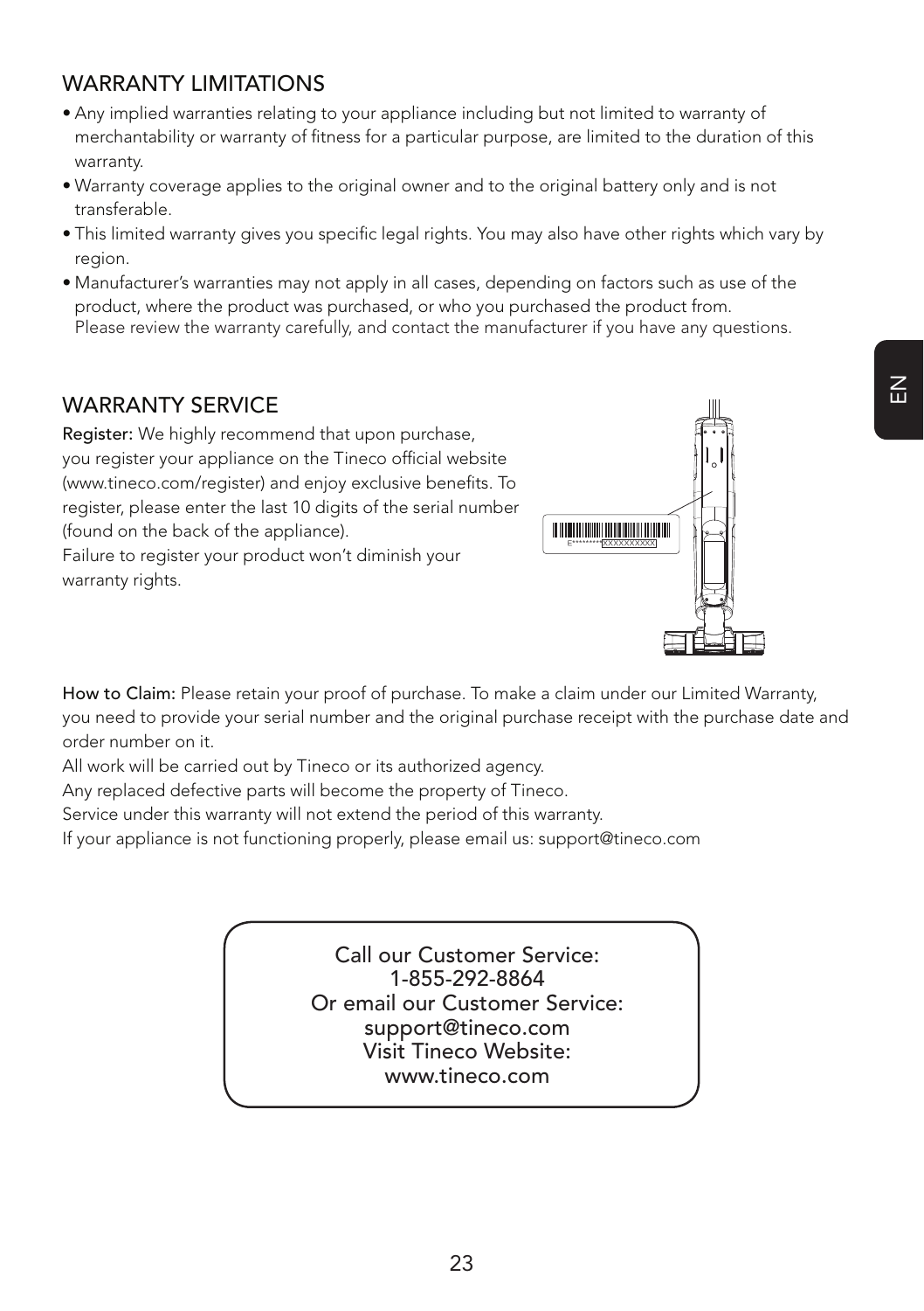## WARRANTY LIMITATIONS

- Any implied warranties relating to your appliance including but not limited to warranty of merchantability or warranty of fitness for a particular purpose, are limited to the duration of this warranty.
- Warranty coverage applies to the original owner and to the original battery only and is not transferable.
- This limited warranty gives you specific legal rights. You may also have other rights which vary by region.
- Manufacturer's warranties may not apply in all cases, depending on factors such as use of the product, where the product was purchased, or who you purchased the product from.
  Please review the warranty carefully, and contact the manufacturer if you have any questions.

## WARRANTY SERVICE

**Register:** We highly recommend that upon purchase, you register your appliance on the Tineco official website (www.tineco.com/register) and enjoy exclusive benefits. To register, please enter the last 10 digits of the serial number (found on the back of the appliance).
Failure to register your product won't diminish your warranty rights.

E*********XXXXXXXXXX

**How to Claim:** Please retain your proof of purchase. To make a claim under our Limited Warranty, you need to provide your serial number and the original purchase receipt with the purchase date and order number on it.
All work will be carried out by Tineco or its authorized agency.
Any replaced defective parts will become the property of Tineco.
Service under this warranty will not extend the period of this warranty.
If your appliance is not functioning properly, please email us: support@tineco.com

Call our Customer Service:
1-855-292-8864
Or email our Customer Service:
support@tineco.com
Visit Tineco Website:
www.tineco.com